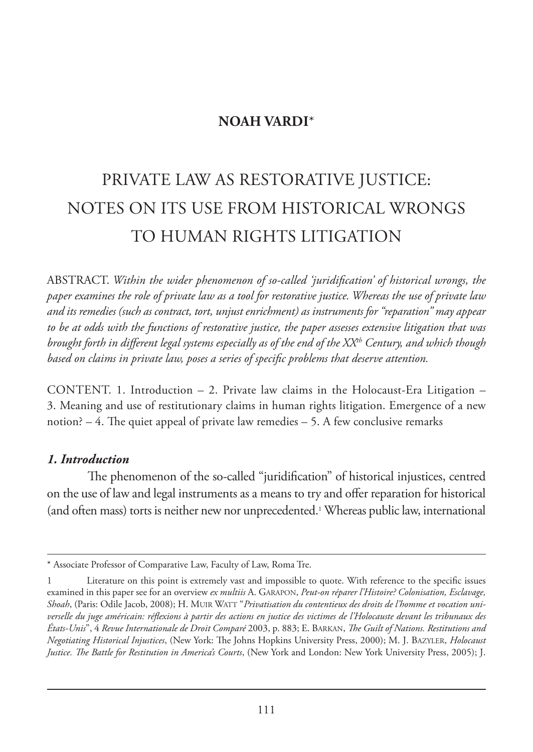**NOAH VARDI***

# PRIVATE LAW AS RESTORATIVE JUSTICE: NOTES ON ITS USE FROM HISTORICAL WRONGS TO HUMAN RIGHTS LITIGATION

ABSTRACT. *Within the wider phenomenon of so-called 'juridification' of historical wrongs, the paper examines the role of private law as a tool for restorative justice. Whereas the use of private law and its remedies (such as contract, tort, unjust enrichment) as instruments for "reparation" may appear to be at odds with the functions of restorative justice, the paper assesses extensive litigation that was brought forth in different legal systems especially as of the end of the XX$^{th}$ Century, and which though based on claims in private law, poses a series of specific problems that deserve attention.*

CONTENT. 1. Introduction – 2. Private law claims in the Holocaust-Era Litigation – 3. Meaning and use of restitutionary claims in human rights litigation. Emergence of a new notion? – 4. The quiet appeal of private law remedies – 5. A few conclusive remarks

## *1. Introduction*

The phenomenon of the so-called "juridification" of historical injustices, centred on the use of law and legal instruments as a means to try and offer reparation for historical (and often mass) torts is neither new nor unprecedented.[1] Whereas public law, international

---

\* Associate Professor of Comparative Law, Faculty of Law, Roma Tre.

1 Literature on this point is extremely vast and impossible to quote. With reference to the specific issues examined in this paper see for an overview *ex multiis* A. GARAPON, *Peut-on réparer l'Histoire? Colonisation, Esclavage, Shoah*, (Paris: Odile Jacob, 2008); H. MUIR WATT "*Privatisation du contentieux des droits de l'homme et vocation universelle du juge américain: réflexions à partir des actions en justice des victimes de l'Holocauste devant les tribunaux des États-Unis*", 4 *Revue Internationale de Droit Comparé* 2003, p. 883; E. BARKAN, *The Guilt of Nations. Restitutions and Negotiating Historical Injustices*, (New York: The Johns Hopkins University Press, 2000); M. J. BAZYLER, *Holocaust Justice. The Battle for Restitution in America's Courts*, (New York and London: New York University Press, 2005); J.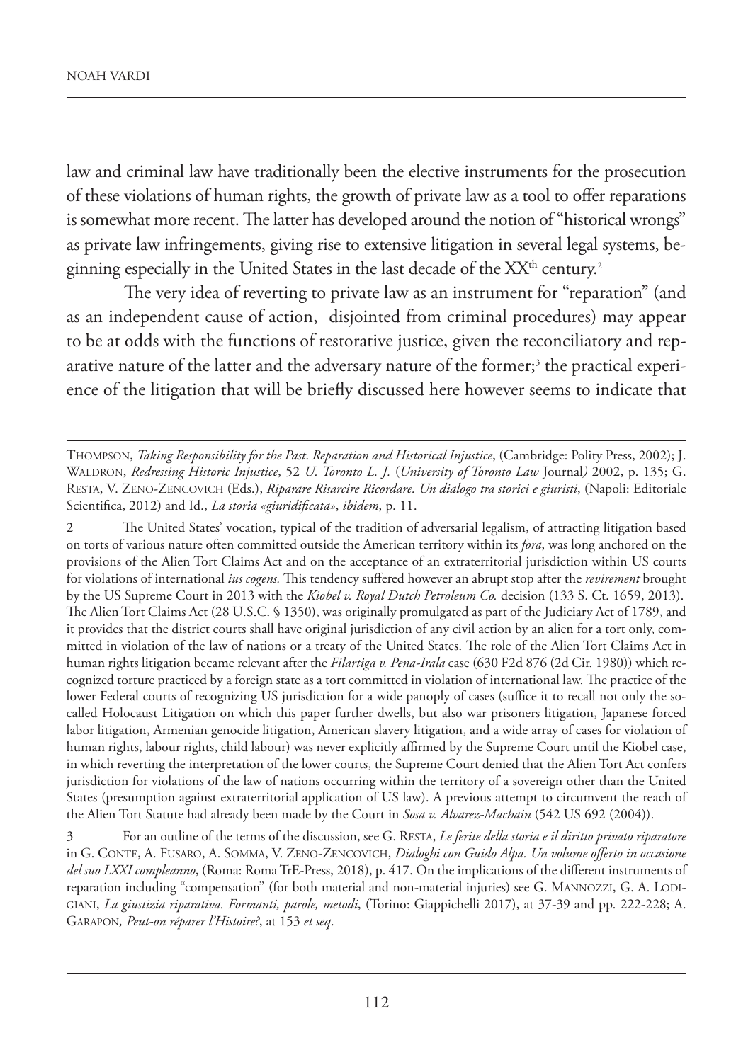law and criminal law have traditionally been the elective instruments for the prosecution of these violations of human rights, the growth of private law as a tool to offer reparations is somewhat more recent. The latter has developed around the notion of "historical wrongs" as private law infringements, giving rise to extensive litigation in several legal systems, beginning especially in the United States in the last decade of the XX[th] century.[2]

The very idea of reverting to private law as an instrument for "reparation" (and as an independent cause of action, disjointed from criminal procedures) may appear to be at odds with the functions of restorative justice, given the reconciliatory and reparative nature of the latter and the adversary nature of the former;[3] the practical experience of the litigation that will be briefly discussed here however seems to indicate that

---

Thompson, *Taking Responsibility for the Past*. *Reparation and Historical Injustice*, (Cambridge: Polity Press, 2002); J. Waldron, *Redressing Historic Injustice*, 52 *U. Toronto L. J.* (*University of Toronto Law* Journal*)* 2002, p. 135; G. Resta, V. Zeno-Zencovich (Eds.), *Riparare Risarcire Ricordare. Un dialogo tra storici e giuristi*, (Napoli: Editoriale Scientifica, 2012) and Id., *La storia «giuridificata»*, *ibidem*, p. 11.

2 The United States' vocation, typical of the tradition of adversarial legalism, of attracting litigation based on torts of various nature often committed outside the American territory within its *fora*, was long anchored on the provisions of the Alien Tort Claims Act and on the acceptance of an extraterritorial jurisdiction within US courts for violations of international *ius cogens.* This tendency suffered however an abrupt stop after the *revirement* brought by the US Supreme Court in 2013 with the *Kiobel v. Royal Dutch Petroleum Co.* decision (133 S. Ct. 1659, 2013). The Alien Tort Claims Act (28 U.S.C. § 1350), was originally promulgated as part of the Judiciary Act of 1789, and it provides that the district courts shall have original jurisdiction of any civil action by an alien for a tort only, committed in violation of the law of nations or a treaty of the United States. The role of the Alien Tort Claims Act in human rights litigation became relevant after the *Filartiga v. Pena-Irala* case (630 F2d 876 (2d Cir. 1980)) which recognized torture practiced by a foreign state as a tort committed in violation of international law. The practice of the lower Federal courts of recognizing US jurisdiction for a wide panoply of cases (suffice it to recall not only the so-called Holocaust Litigation on which this paper further dwells, but also war prisoners litigation, Japanese forced labor litigation, Armenian genocide litigation, American slavery litigation, and a wide array of cases for violation of human rights, labour rights, child labour) was never explicitly affirmed by the Supreme Court until the Kiobel case, in which reverting the interpretation of the lower courts, the Supreme Court denied that the Alien Tort Act confers jurisdiction for violations of the law of nations occurring within the territory of a sovereign other than the United States (presumption against extraterritorial application of US law). A previous attempt to circumvent the reach of the Alien Tort Statute had already been made by the Court in *Sosa v. Alvarez-Machain* (542 US 692 (2004)).

3 For an outline of the terms of the discussion, see G. Resta, *Le ferite della storia e il diritto privato riparatore* in G. Conte, A. Fusaro, A. Somma, V. Zeno-Zencovich, *Dialoghi con Guido Alpa. Un volume offerto in occasione del suo LXXI compleanno*, (Roma: Roma TrE-Press, 2018), p. 417. On the implications of the different instruments of reparation including "compensation" (for both material and non-material injuries) see G. Mannozzi, G. A. Lodigiani, *La giustizia riparativa. Formanti, parole, metodi*, (Torino: Giappichelli 2017), at 37-39 and pp. 222-228; A. Garapon*, Peut-on réparer l'Histoire?*, at 153 *et seq*.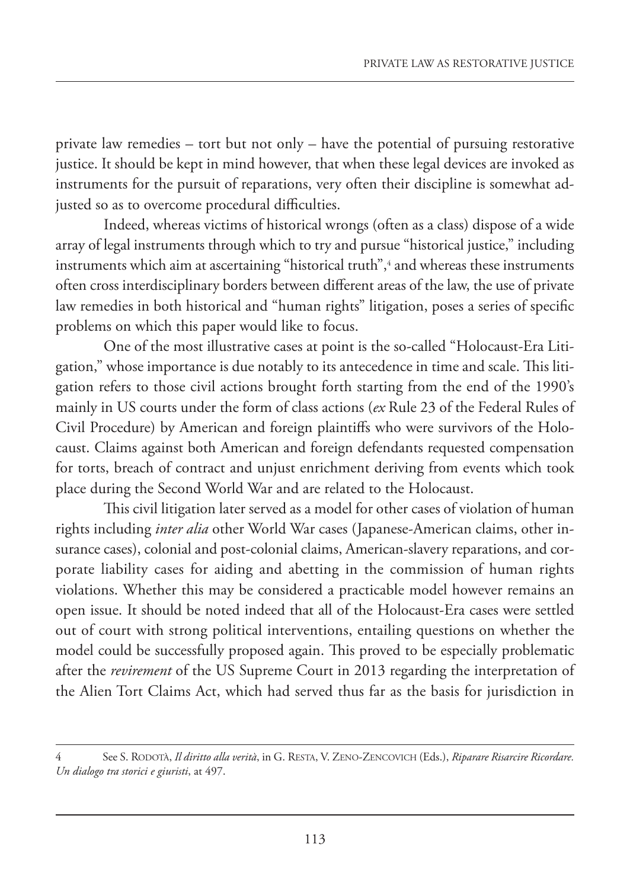private law remedies – tort but not only – have the potential of pursuing restorative justice. It should be kept in mind however, that when these legal devices are invoked as instruments for the pursuit of reparations, very often their discipline is somewhat adjusted so as to overcome procedural difficulties.

Indeed, whereas victims of historical wrongs (often as a class) dispose of a wide array of legal instruments through which to try and pursue "historical justice," including instruments which aim at ascertaining "historical truth",[4] and whereas these instruments often cross interdisciplinary borders between different areas of the law, the use of private law remedies in both historical and "human rights" litigation, poses a series of specific problems on which this paper would like to focus.

One of the most illustrative cases at point is the so-called "Holocaust-Era Litigation," whose importance is due notably to its antecedence in time and scale. This litigation refers to those civil actions brought forth starting from the end of the 1990's mainly in US courts under the form of class actions (*ex* Rule 23 of the Federal Rules of Civil Procedure) by American and foreign plaintiffs who were survivors of the Holocaust. Claims against both American and foreign defendants requested compensation for torts, breach of contract and unjust enrichment deriving from events which took place during the Second World War and are related to the Holocaust.

This civil litigation later served as a model for other cases of violation of human rights including *inter alia* other World War cases (Japanese-American claims, other insurance cases), colonial and post-colonial claims, American-slavery reparations, and corporate liability cases for aiding and abetting in the commission of human rights violations. Whether this may be considered a practicable model however remains an open issue. It should be noted indeed that all of the Holocaust-Era cases were settled out of court with strong political interventions, entailing questions on whether the model could be successfully proposed again. This proved to be especially problematic after the *revirement* of the US Supreme Court in 2013 regarding the interpretation of the Alien Tort Claims Act, which had served thus far as the basis for jurisdiction in

---

4 See S. Rodotà, *Il diritto alla verità*, in G. Resta, V. Zeno-Zencovich (Eds.), *Riparare Risarcire Ricordare. Un dialogo tra storici e giuristi*, at 497.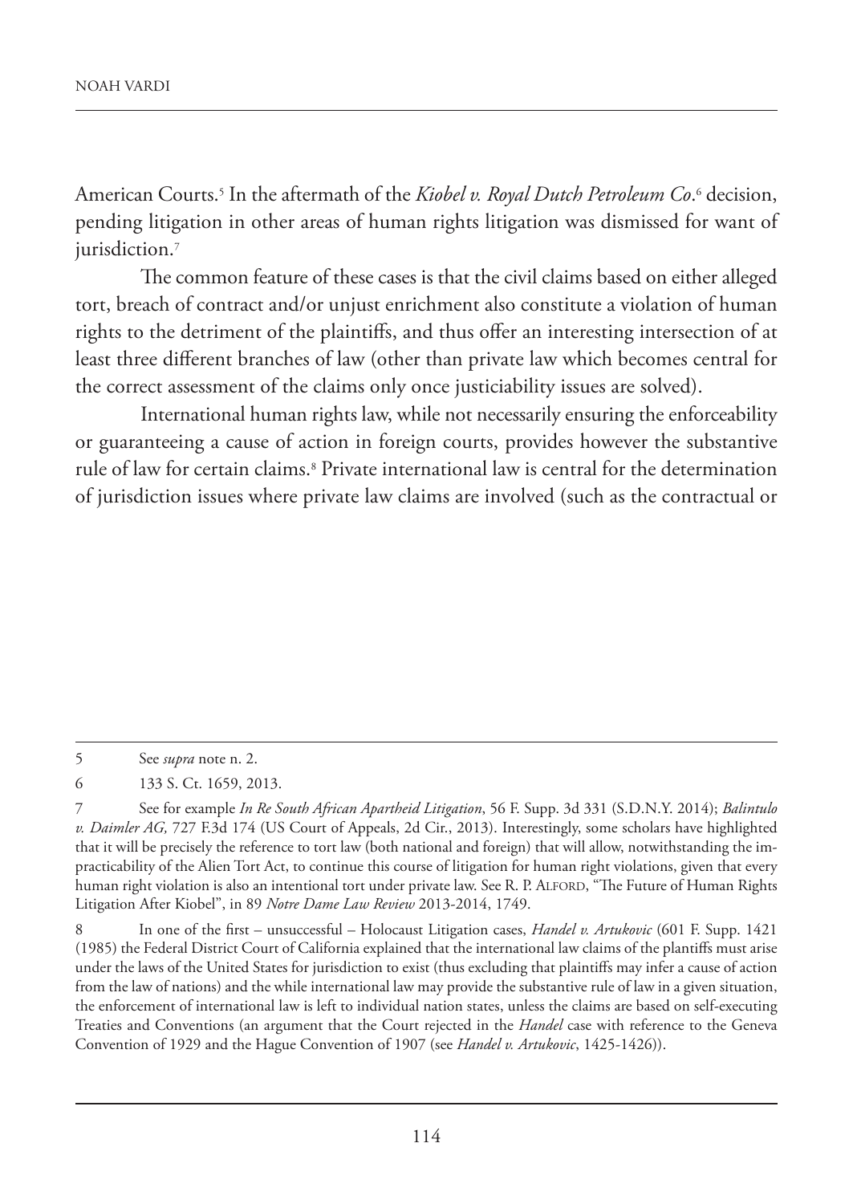American Courts.[5] In the aftermath of the *Kiobel v. Royal Dutch Petroleum Co*.[6] decision, pending litigation in other areas of human rights litigation was dismissed for want of jurisdiction.[7]

The common feature of these cases is that the civil claims based on either alleged tort, breach of contract and/or unjust enrichment also constitute a violation of human rights to the detriment of the plaintiffs, and thus offer an interesting intersection of at least three different branches of law (other than private law which becomes central for the correct assessment of the claims only once justiciability issues are solved).

International human rights law, while not necessarily ensuring the enforceability or guaranteeing a cause of action in foreign courts, provides however the substantive rule of law for certain claims.[8] Private international law is central for the determination of jurisdiction issues where private law claims are involved (such as the contractual or

---

5 See *supra* note n. 2.

6 133 S. Ct. 1659, 2013.

7 See for example *In Re South African Apartheid Litigation*, 56 F. Supp. 3d 331 (S.D.N.Y. 2014); *Balintulo v. Daimler AG,* 727 F.3d 174 (US Court of Appeals, 2d Cir., 2013). Interestingly, some scholars have highlighted that it will be precisely the reference to tort law (both national and foreign) that will allow, notwithstanding the impracticability of the Alien Tort Act, to continue this course of litigation for human right violations, given that every human right violation is also an intentional tort under private law. See R. P. ALFORD, "The Future of Human Rights Litigation After Kiobel", in 89 *Notre Dame Law Review* 2013-2014, 1749.

8 In one of the first – unsuccessful – Holocaust Litigation cases, *Handel v. Artukovic* (601 F. Supp. 1421 (1985) the Federal District Court of California explained that the international law claims of the plaintiffs must arise under the laws of the United States for jurisdiction to exist (thus excluding that plaintiffs may infer a cause of action from the law of nations) and the while international law may provide the substantive rule of law in a given situation, the enforcement of international law is left to individual nation states, unless the claims are based on self-executing Treaties and Conventions (an argument that the Court rejected in the *Handel* case with reference to the Geneva Convention of 1929 and the Hague Convention of 1907 (see *Handel v. Artukovic*, 1425-1426)).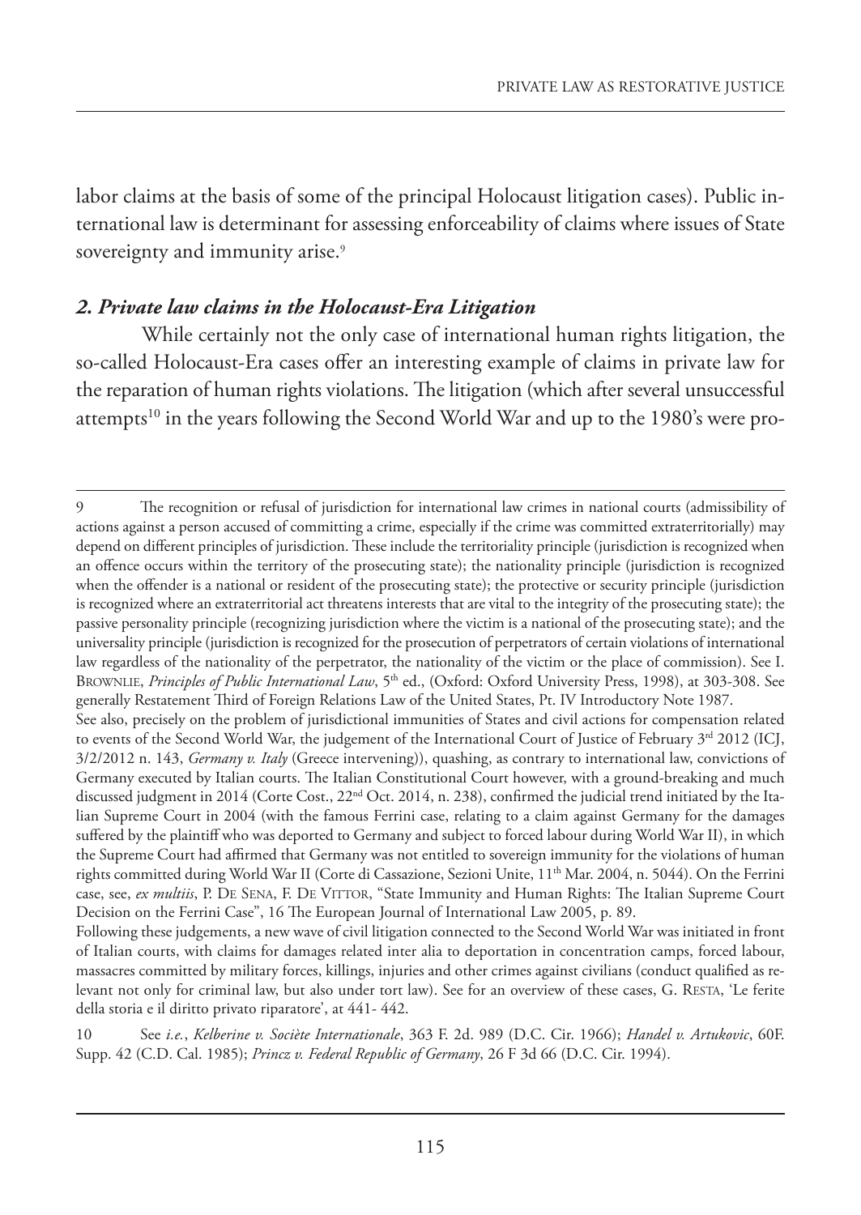labor claims at the basis of some of the principal Holocaust litigation cases). Public international law is determinant for assessing enforceability of claims where issues of State sovereignty and immunity arise.[9]

### *2. Private law claims in the Holocaust-Era Litigation*

While certainly not the only case of international human rights litigation, the so-called Holocaust-Era cases offer an interesting example of claims in private law for the reparation of human rights violations. The litigation (which after several unsuccessful attempts[10] in the years following the Second World War and up to the 1980's were pro-

---

9 The recognition or refusal of jurisdiction for international law crimes in national courts (admissibility of actions against a person accused of committing a crime, especially if the crime was committed extraterritorially) may depend on different principles of jurisdiction. These include the territoriality principle (jurisdiction is recognized when an offence occurs within the territory of the prosecuting state); the nationality principle (jurisdiction is recognized when the offender is a national or resident of the prosecuting state); the protective or security principle (jurisdiction is recognized where an extraterritorial act threatens interests that are vital to the integrity of the prosecuting state); the passive personality principle (recognizing jurisdiction where the victim is a national of the prosecuting state); and the universality principle (jurisdiction is recognized for the prosecution of perpetrators of certain violations of international law regardless of the nationality of the perpetrator, the nationality of the victim or the place of commission). See I. BROWNLIE, *Principles of Public International Law*, 5th ed., (Oxford: Oxford University Press, 1998), at 303-308. See generally Restatement Third of Foreign Relations Law of the United States, Pt. IV Introductory Note 1987.

See also, precisely on the problem of jurisdictional immunities of States and civil actions for compensation related to events of the Second World War, the judgement of the International Court of Justice of February 3rd 2012 (ICJ, 3/2/2012 n. 143, *Germany v. Italy* (Greece intervening)), quashing, as contrary to international law, convictions of Germany executed by Italian courts. The Italian Constitutional Court however, with a ground-breaking and much discussed judgment in 2014 (Corte Cost., 22nd Oct. 2014, n. 238), confirmed the judicial trend initiated by the Italian Supreme Court in 2004 (with the famous Ferrini case, relating to a claim against Germany for the damages suffered by the plaintiff who was deported to Germany and subject to forced labour during World War II), in which the Supreme Court had affirmed that Germany was not entitled to sovereign immunity for the violations of human rights committed during World War II (Corte di Cassazione, Sezioni Unite, 11th Mar. 2004, n. 5044). On the Ferrini case, see, *ex multiis*, P. DE SENA, F. DE VITTOR, "State Immunity and Human Rights: The Italian Supreme Court Decision on the Ferrini Case", 16 The European Journal of International Law 2005, p. 89.

Following these judgements, a new wave of civil litigation connected to the Second World War was initiated in front of Italian courts, with claims for damages related inter alia to deportation in concentration camps, forced labour, massacres committed by military forces, killings, injuries and other crimes against civilians (conduct qualified as relevant not only for criminal law, but also under tort law). See for an overview of these cases, G. RESTA, 'Le ferite della storia e il diritto privato riparatore', at 441- 442.

10 See *i.e.*, *Kelberine v. Sociète Internationale*, 363 F. 2d. 989 (D.C. Cir. 1966); *Handel v. Artukovic*, 60F. Supp. 42 (C.D. Cal. 1985); *Princz v. Federal Republic of Germany*, 26 F 3d 66 (D.C. Cir. 1994).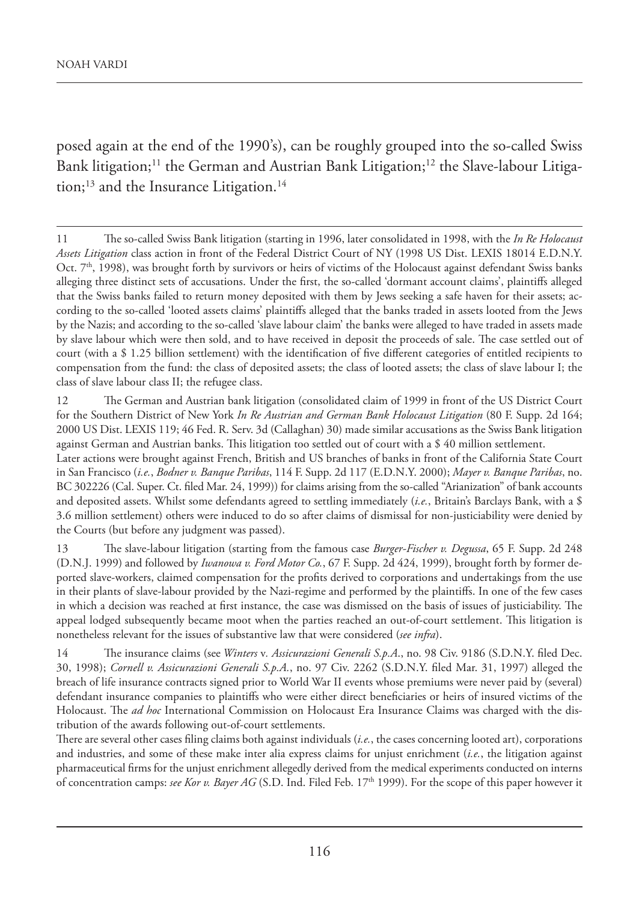posed again at the end of the 1990's), can be roughly grouped into the so-called Swiss Bank litigation;[11] the German and Austrian Bank Litigation;[12] the Slave-labour Litigation;[13] and the Insurance Litigation.[14]

---

11 The so-called Swiss Bank litigation (starting in 1996, later consolidated in 1998, with the *In Re Holocaust Assets Litigation* class action in front of the Federal District Court of NY (1998 US Dist. LEXIS 18014 E.D.N.Y. Oct. 7th, 1998), was brought forth by survivors or heirs of victims of the Holocaust against defendant Swiss banks alleging three distinct sets of accusations. Under the first, the so-called 'dormant account claims', plaintiffs alleged that the Swiss banks failed to return money deposited with them by Jews seeking a safe haven for their assets; according to the so-called 'looted assets claims' plaintiffs alleged that the banks traded in assets looted from the Jews by the Nazis; and according to the so-called 'slave labour claim' the banks were alleged to have traded in assets made by slave labour which were then sold, and to have received in deposit the proceeds of sale. The case settled out of court (with a $ 1.25 billion settlement) with the identification of five different categories of entitled recipients to compensation from the fund: the class of deposited assets; the class of looted assets; the class of slave labour I; the class of slave labour class II; the refugee class.

12 The German and Austrian bank litigation (consolidated claim of 1999 in front of the US District Court for the Southern District of New York *In Re Austrian and German Bank Holocaust Litigation* (80 F. Supp. 2d 164; 2000 US Dist. LEXIS 119; 46 Fed. R. Serv. 3d (Callaghan) 30) made similar accusations as the Swiss Bank litigation against German and Austrian banks. This litigation too settled out of court with a $ 40 million settlement.
Later actions were brought against French, British and US branches of banks in front of the California State Court in San Francisco (*i.e.*, *Bodner v. Banque Paribas*, 114 F. Supp. 2d 117 (E.D.N.Y. 2000); *Mayer v. Banque Paribas*, no. BC 302226 (Cal. Super. Ct. filed Mar. 24, 1999)) for claims arising from the so-called "Arianization" of bank accounts and deposited assets. Whilst some defendants agreed to settling immediately (*i.e.*, Britain's Barclays Bank, with a $ 3.6 million settlement) others were induced to do so after claims of dismissal for non-justiciability were denied by the Courts (but before any judgment was passed).

13 The slave-labour litigation (starting from the famous case *Burger-Fischer v. Degussa*, 65 F. Supp. 2d 248 (D.N.J. 1999) and followed by *Iwanowa v. Ford Motor Co.*, 67 F. Supp. 2d 424, 1999), brought forth by former deported slave-workers, claimed compensation for the profits derived to corporations and undertakings from the use in their plants of slave-labour provided by the Nazi-regime and performed by the plaintiffs. In one of the few cases in which a decision was reached at first instance, the case was dismissed on the basis of issues of justiciability. The appeal lodged subsequently became moot when the parties reached an out-of-court settlement. This litigation is nonetheless relevant for the issues of substantive law that were considered (*see infra*).

14 The insurance claims (see *Winters* v. *Assicurazioni Generali S.p.A.*, no. 98 Civ. 9186 (S.D.N.Y. filed Dec. 30, 1998); *Cornell v. Assicurazioni Generali S.p.A.*, no. 97 Civ. 2262 (S.D.N.Y. filed Mar. 31, 1997) alleged the breach of life insurance contracts signed prior to World War II events whose premiums were never paid by (several) defendant insurance companies to plaintiffs who were either direct beneficiaries or heirs of insured victims of the Holocaust. The *ad hoc* International Commission on Holocaust Era Insurance Claims was charged with the distribution of the awards following out-of-court settlements.
There are several other cases filing claims both against individuals (*i.e.*, the cases concerning looted art), corporations and industries, and some of these make inter alia express claims for unjust enrichment (*i.e.*, the litigation against pharmaceutical firms for the unjust enrichment allegedly derived from the medical experiments conducted on interns of concentration camps: *see Kor v. Bayer AG* (S.D. Ind. Filed Feb. 17th 1999). For the scope of this paper however it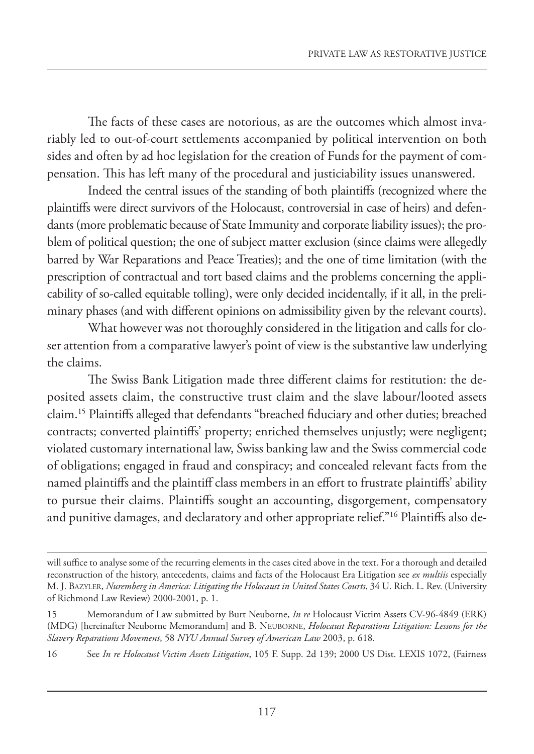The facts of these cases are notorious, as are the outcomes which almost invariably led to out-of-court settlements accompanied by political intervention on both sides and often by ad hoc legislation for the creation of Funds for the payment of compensation. This has left many of the procedural and justiciability issues unanswered.

Indeed the central issues of the standing of both plaintiffs (recognized where the plaintiffs were direct survivors of the Holocaust, controversial in case of heirs) and defendants (more problematic because of State Immunity and corporate liability issues); the problem of political question; the one of subject matter exclusion (since claims were allegedly barred by War Reparations and Peace Treaties); and the one of time limitation (with the prescription of contractual and tort based claims and the problems concerning the applicability of so-called equitable tolling), were only decided incidentally, if it all, in the preliminary phases (and with different opinions on admissibility given by the relevant courts).

What however was not thoroughly considered in the litigation and calls for closer attention from a comparative lawyer's point of view is the substantive law underlying the claims.

The Swiss Bank Litigation made three different claims for restitution: the deposited assets claim, the constructive trust claim and the slave labour/looted assets claim.[15] Plaintiffs alleged that defendants "breached fiduciary and other duties; breached contracts; converted plaintiffs' property; enriched themselves unjustly; were negligent; violated customary international law, Swiss banking law and the Swiss commercial code of obligations; engaged in fraud and conspiracy; and concealed relevant facts from the named plaintiffs and the plaintiff class members in an effort to frustrate plaintiffs' ability to pursue their claims. Plaintiffs sought an accounting, disgorgement, compensatory and punitive damages, and declaratory and other appropriate relief."[16] Plaintiffs also de-

---

will suffice to analyse some of the recurring elements in the cases cited above in the text. For a thorough and detailed reconstruction of the history, antecedents, claims and facts of the Holocaust Era Litigation see *ex multiis* especially M. J. Bazyler, *Nuremberg in America: Litigating the Holocaust in United States Courts*, 34 U. Rich. L. Rev. (University of Richmond Law Review) 2000-2001, p. 1.

15 Memorandum of Law submitted by Burt Neuborne, *In re* Holocaust Victim Assets CV-96-4849 (ERK) (MDG) [hereinafter Neuborne Memorandum] and B. Neuborne, *Holocaust Reparations Litigation: Lessons for the Slavery Reparations Movement*, 58 *NYU Annual Survey of American Law* 2003, p. 618.

16 See *In re Holocaust Victim Assets Litigation*, 105 F. Supp. 2d 139; 2000 US Dist. LEXIS 1072, (Fairness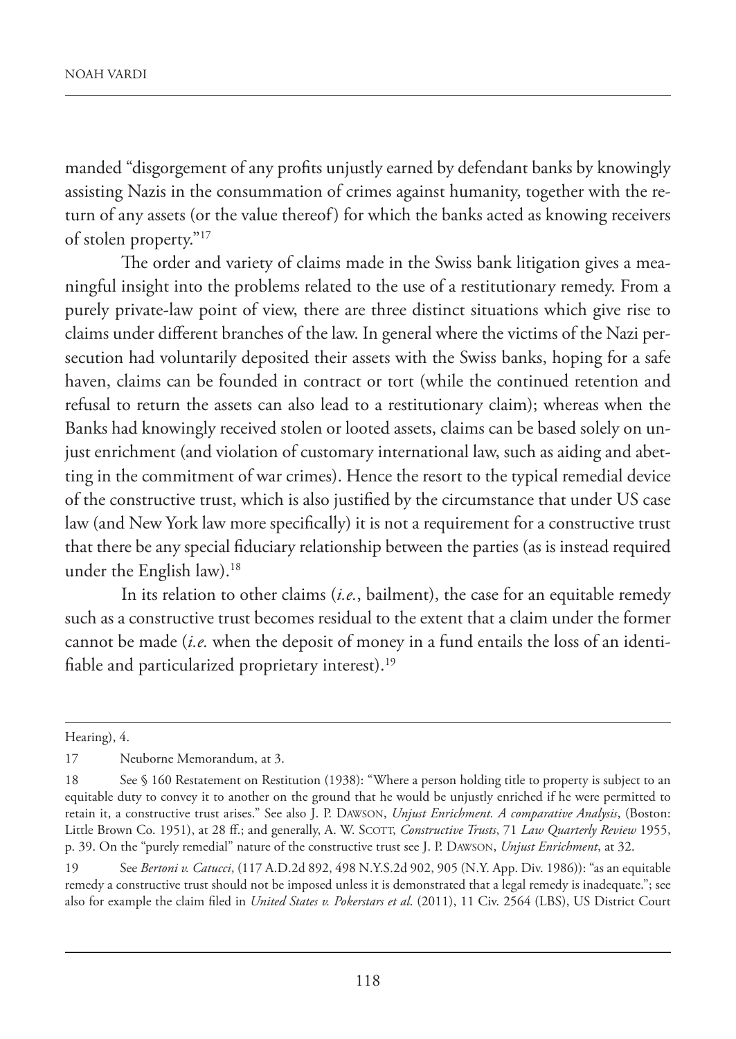manded "disgorgement of any profits unjustly earned by defendant banks by knowingly assisting Nazis in the consummation of crimes against humanity, together with the return of any assets (or the value thereof) for which the banks acted as knowing receivers of stolen property."[17]

The order and variety of claims made in the Swiss bank litigation gives a meaningful insight into the problems related to the use of a restitutionary remedy. From a purely private-law point of view, there are three distinct situations which give rise to claims under different branches of the law. In general where the victims of the Nazi persecution had voluntarily deposited their assets with the Swiss banks, hoping for a safe haven, claims can be founded in contract or tort (while the continued retention and refusal to return the assets can also lead to a restitutionary claim); whereas when the Banks had knowingly received stolen or looted assets, claims can be based solely on unjust enrichment (and violation of customary international law, such as aiding and abetting in the commitment of war crimes). Hence the resort to the typical remedial device of the constructive trust, which is also justified by the circumstance that under US case law (and New York law more specifically) it is not a requirement for a constructive trust that there be any special fiduciary relationship between the parties (as is instead required under the English law).[18]

In its relation to other claims (*i.e.*, bailment), the case for an equitable remedy such as a constructive trust becomes residual to the extent that a claim under the former cannot be made (*i.e.* when the deposit of money in a fund entails the loss of an identifiable and particularized proprietary interest).[19]

---

Hearing), 4.

17 Neuborne Memorandum, at 3.

18 See § 160 Restatement on Restitution (1938): "Where a person holding title to property is subject to an equitable duty to convey it to another on the ground that he would be unjustly enriched if he were permitted to retain it, a constructive trust arises." See also J. P. Dawson, *Unjust Enrichment. A comparative Analysis*, (Boston: Little Brown Co. 1951), at 28 ff.; and generally, A. W. Scott, *Constructive Trusts*, 71 *Law Quarterly Review* 1955, p. 39. On the "purely remedial" nature of the constructive trust see J. P. Dawson, *Unjust Enrichment*, at 32.

19 See *Bertoni v. Catucci*, (117 A.D.2d 892, 498 N.Y.S.2d 902, 905 (N.Y. App. Div. 1986)): "as an equitable remedy a constructive trust should not be imposed unless it is demonstrated that a legal remedy is inadequate."; see also for example the claim filed in *United States v. Pokerstars et al.* (2011), 11 Civ. 2564 (LBS), US District Court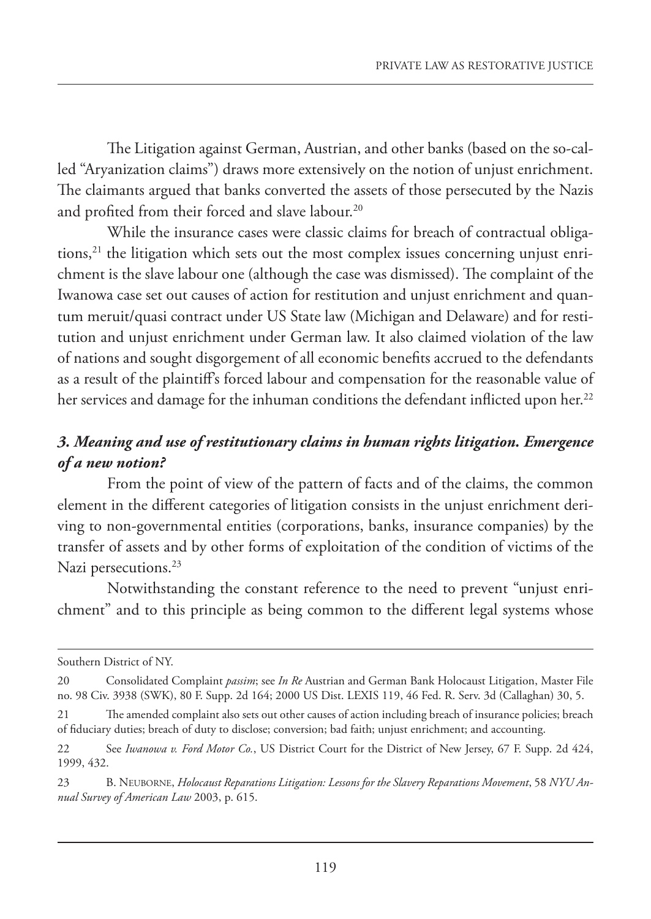The Litigation against German, Austrian, and other banks (based on the so-called "Aryanization claims") draws more extensively on the notion of unjust enrichment. The claimants argued that banks converted the assets of those persecuted by the Nazis and profited from their forced and slave labour.[20]

While the insurance cases were classic claims for breach of contractual obligations,[21] the litigation which sets out the most complex issues concerning unjust enrichment is the slave labour one (although the case was dismissed). The complaint of the Iwanowa case set out causes of action for restitution and unjust enrichment and quantum meruit/quasi contract under US State law (Michigan and Delaware) and for restitution and unjust enrichment under German law. It also claimed violation of the law of nations and sought disgorgement of all economic benefits accrued to the defendants as a result of the plaintiff's forced labour and compensation for the reasonable value of her services and damage for the inhuman conditions the defendant inflicted upon her.[22]

### *3. Meaning and use of restitutionary claims in human rights litigation. Emergence of a new notion?*

From the point of view of the pattern of facts and of the claims, the common element in the different categories of litigation consists in the unjust enrichment deriving to non-governmental entities (corporations, banks, insurance companies) by the transfer of assets and by other forms of exploitation of the condition of victims of the Nazi persecutions.[23]

Notwithstanding the constant reference to the need to prevent "unjust enrichment" and to this principle as being common to the different legal systems whose

---

Southern District of NY.

20 Consolidated Complaint *passim*; see *In Re* Austrian and German Bank Holocaust Litigation, Master File no. 98 Civ. 3938 (SWK), 80 F. Supp. 2d 164; 2000 US Dist. LEXIS 119, 46 Fed. R. Serv. 3d (Callaghan) 30, 5.

21 The amended complaint also sets out other causes of action including breach of insurance policies; breach of fiduciary duties; breach of duty to disclose; conversion; bad faith; unjust enrichment; and accounting.

22 See *Iwanowa v. Ford Motor Co.*, US District Court for the District of New Jersey, 67 F. Supp. 2d 424, 1999, 432.

23 B. Neuborne, *Holocaust Reparations Litigation: Lessons for the Slavery Reparations Movement*, 58 *NYU Annual Survey of American Law* 2003, p. 615.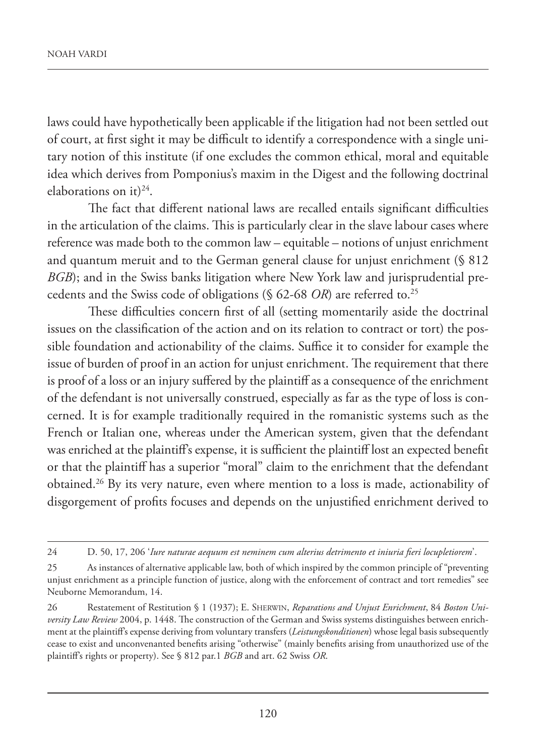laws could have hypothetically been applicable if the litigation had not been settled out of court, at first sight it may be difficult to identify a correspondence with a single unitary notion of this institute (if one excludes the common ethical, moral and equitable idea which derives from Pomponius's maxim in the Digest and the following doctrinal elaborations on it)[24].

The fact that different national laws are recalled entails significant difficulties in the articulation of the claims. This is particularly clear in the slave labour cases where reference was made both to the common law – equitable – notions of unjust enrichment and quantum meruit and to the German general clause for unjust enrichment (§ 812 *BGB*); and in the Swiss banks litigation where New York law and jurisprudential precedents and the Swiss code of obligations (§ 62-68 *OR*) are referred to.[25]

These difficulties concern first of all (setting momentarily aside the doctrinal issues on the classification of the action and on its relation to contract or tort) the possible foundation and actionability of the claims. Suffice it to consider for example the issue of burden of proof in an action for unjust enrichment. The requirement that there is proof of a loss or an injury suffered by the plaintiff as a consequence of the enrichment of the defendant is not universally construed, especially as far as the type of loss is concerned. It is for example traditionally required in the romanistic systems such as the French or Italian one, whereas under the American system, given that the defendant was enriched at the plaintiff's expense, it is sufficient the plaintiff lost an expected benefit or that the plaintiff has a superior "moral" claim to the enrichment that the defendant obtained.[26] By its very nature, even where mention to a loss is made, actionability of disgorgement of profits focuses and depends on the unjustified enrichment derived to

---

24 D. 50, 17, 206 '*Iure naturae aequum est neminem cum alterius detrimento et iniuria fieri locupletiorem*'.

25 As instances of alternative applicable law, both of which inspired by the common principle of "preventing unjust enrichment as a principle function of justice, along with the enforcement of contract and tort remedies" see Neuborne Memorandum, 14.

26 Restatement of Restitution § 1 (1937); E. Sherwin, *Reparations and Unjust Enrichment*, 84 *Boston University Law Review* 2004, p. 1448. The construction of the German and Swiss systems distinguishes between enrichment at the plaintiff's expense deriving from voluntary transfers (*Leistungskonditionen*) whose legal basis subsequently cease to exist and unconvenanted benefits arising "otherwise" (mainly benefits arising from unauthorized use of the plaintiff's rights or property). See § 812 par.1 *BGB* and art. 62 Swiss *OR*.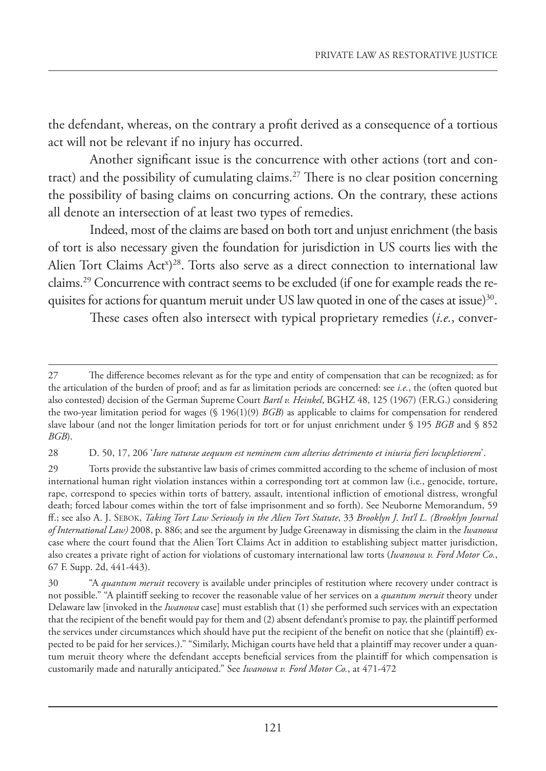the defendant, whereas, on the contrary a profit derived as a consequence of a tortious act will not be relevant if no injury has occurred.

Another significant issue is the concurrence with other actions (tort and contract) and the possibility of cumulating claims.[27] There is no clear position concerning the possibility of basing claims on concurring actions. On the contrary, these actions all denote an intersection of at least two types of remedies.

Indeed, most of the claims are based on both tort and unjust enrichment (the basis of tort is also necessary given the foundation for jurisdiction in US courts lies with the Alien Tort Claims Act[x])[28]. Torts also serve as a direct connection to international law claims.[29] Concurrence with contract seems to be excluded (if one for example reads the requisites for actions for quantum meruit under US law quoted in one of the cases at issue)[30].

These cases often also intersect with typical proprietary remedies (*i.e.*, conver-

---

27 The difference becomes relevant as for the type and entity of compensation that can be recognized; as for the articulation of the burden of proof; and as far as limitation periods are concerned: see *i.e.*, the (often quoted but also contested) decision of the German Supreme Court *Bartl v. Heinkel*, BGHZ 48, 125 (1967) (F.R.G.) considering the two-year limitation period for wages (§ 196(1)(9) *BGB*) as applicable to claims for compensation for rendered slave labour (and not the longer limitation periods for tort or for unjust enrichment under § 195 *BGB* and § 852 *BGB*).

28 D. 50, 17, 206 '*Iure naturae aequum est neminem cum alterius detrimento et iniuria fieri locupletiorem*'.

29 Torts provide the substantive law basis of crimes committed according to the scheme of inclusion of most international human right violation instances within a corresponding tort at common law (i.e., genocide, torture, rape, correspond to species within torts of battery, assault, intentional infliction of emotional distress, wrongful death; forced labour comes within the tort of false imprisonment and so forth). See Neuborne Memorandum, 59 ff.; see also A. J. Sebok, *Taking Tort Law Seriously in the Alien Tort Statute*, 33 *Brooklyn J. Int'l L. (Brooklyn Journal of International Law)* 2008, p. 886; and see the argument by Judge Greenaway in dismissing the claim in the *Iwanowa* case where the court found that the Alien Tort Claims Act in addition to establishing subject matter jurisdiction, also creates a private right of action for violations of customary international law torts (*Iwanowa v. Ford Motor Co.*, 67 F. Supp. 2d, 441-443).

30 "A *quantum meruit* recovery is available under principles of restitution where recovery under contract is not possible." "A plaintiff seeking to recover the reasonable value of her services on a *quantum meruit* theory under Delaware law [invoked in the *Iwanowa* case] must establish that (1) she performed such services with an expectation that the recipient of the benefit would pay for them and (2) absent defendant's promise to pay, the plaintiff performed the services under circumstances which should have put the recipient of the benefit on notice that she (plaintiff) expected to be paid for her services.)." "Similarly, Michigan courts have held that a plaintiff may recover under a quantum meruit theory where the defendant accepts beneficial services from the plaintiff for which compensation is customarily made and naturally anticipated." See *Iwanowa v. Ford Motor Co.*, at 471-472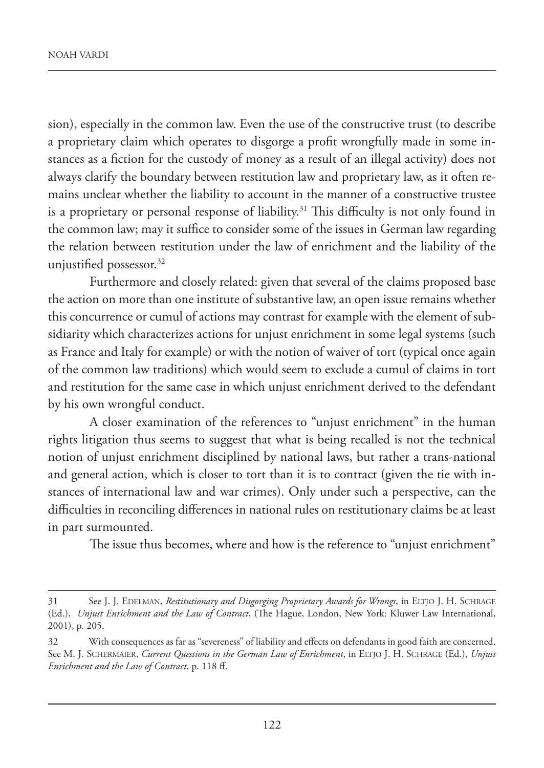sion), especially in the common law. Even the use of the constructive trust (to describe a proprietary claim which operates to disgorge a profit wrongfully made in some instances as a fiction for the custody of money as a result of an illegal activity) does not always clarify the boundary between restitution law and proprietary law, as it often remains unclear whether the liability to account in the manner of a constructive trustee is a proprietary or personal response of liability.[31] This difficulty is not only found in the common law; may it suffice to consider some of the issues in German law regarding the relation between restitution under the law of enrichment and the liability of the unjustified possessor.[32]

Furthermore and closely related: given that several of the claims proposed base the action on more than one institute of substantive law, an open issue remains whether this concurrence or cumul of actions may contrast for example with the element of subsidiarity which characterizes actions for unjust enrichment in some legal systems (such as France and Italy for example) or with the notion of waiver of tort (typical once again of the common law traditions) which would seem to exclude a cumul of claims in tort and restitution for the same case in which unjust enrichment derived to the defendant by his own wrongful conduct.

A closer examination of the references to "unjust enrichment" in the human rights litigation thus seems to suggest that what is being recalled is not the technical notion of unjust enrichment disciplined by national laws, but rather a trans-national and general action, which is closer to tort than it is to contract (given the tie with instances of international law and war crimes). Only under such a perspective, can the difficulties in reconciling differences in national rules on restitutionary claims be at least in part surmounted.

The issue thus becomes, where and how is the reference to "unjust enrichment"

---

31 See J. J. Edelman, *Restitutionary and Disgorging Proprietary Awards for Wrongs*, in Eltjo J. H. Schrage (Ed.), *Unjust Enrichment and the Law of Contract*, (The Hague, London, New York: Kluwer Law International, 2001), p. 205.

32 With consequences as far as "severeness" of liability and effects on defendants in good faith are concerned. See M. J. Schermaier, *Current Questions in the German Law of Enrichment*, in Eltjo J. H. Schrage (Ed.), *Unjust Enrichment and the Law of Contract*, p. 118 ff.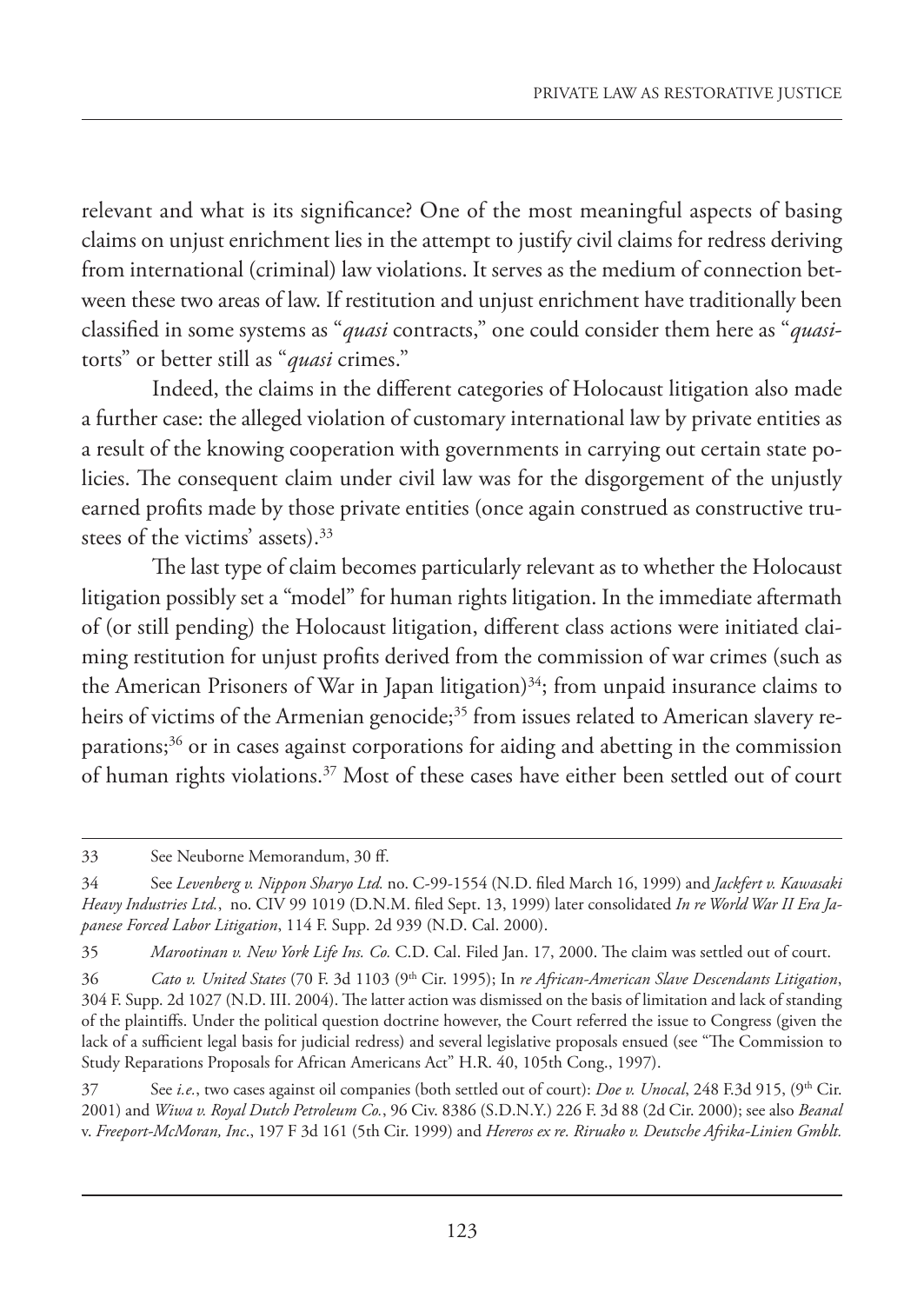relevant and what is its significance? One of the most meaningful aspects of basing claims on unjust enrichment lies in the attempt to justify civil claims for redress deriving from international (criminal) law violations. It serves as the medium of connection between these two areas of law. If restitution and unjust enrichment have traditionally been classified in some systems as "*quasi* contracts," one could consider them here as "*quasi*-torts" or better still as "*quasi* crimes."

Indeed, the claims in the different categories of Holocaust litigation also made a further case: the alleged violation of customary international law by private entities as a result of the knowing cooperation with governments in carrying out certain state policies. The consequent claim under civil law was for the disgorgement of the unjustly earned profits made by those private entities (once again construed as constructive trustees of the victims' assets).[33]

The last type of claim becomes particularly relevant as to whether the Holocaust litigation possibly set a "model" for human rights litigation. In the immediate aftermath of (or still pending) the Holocaust litigation, different class actions were initiated claiming restitution for unjust profits derived from the commission of war crimes (such as the American Prisoners of War in Japan litigation)[34]; from unpaid insurance claims to heirs of victims of the Armenian genocide;[35] from issues related to American slavery reparations;[36] or in cases against corporations for aiding and abetting in the commission of human rights violations.[37] Most of these cases have either been settled out of court

---

33 See Neuborne Memorandum, 30 ff.

34 See *Levenberg v. Nippon Sharyo Ltd.* no. C-99-1554 (N.D. filed March 16, 1999) and *Jackfert v. Kawasaki Heavy Industries Ltd.*, no. CIV 99 1019 (D.N.M. filed Sept. 13, 1999) later consolidated *In re World War II Era Japanese Forced Labor Litigation*, 114 F. Supp. 2d 939 (N.D. Cal. 2000).

35 *Marootinan v. New York Life Ins. Co.* C.D. Cal. Filed Jan. 17, 2000. The claim was settled out of court.

36 *Cato v. United States* (70 F. 3d 1103 (9th Cir. 1995); In *re African-American Slave Descendants Litigation*, 304 F. Supp. 2d 1027 (N.D. III. 2004). The latter action was dismissed on the basis of limitation and lack of standing of the plaintiffs. Under the political question doctrine however, the Court referred the issue to Congress (given the lack of a sufficient legal basis for judicial redress) and several legislative proposals ensued (see "The Commission to Study Reparations Proposals for African Americans Act" H.R. 40, 105th Cong., 1997).

37 See *i.e.*, two cases against oil companies (both settled out of court): *Doe v. Unocal*, 248 F.3d 915, (9th Cir. 2001) and *Wiwa v. Royal Dutch Petroleum Co.*, 96 Civ. 8386 (S.D.N.Y.) 226 F. 3d 88 (2d Cir. 2000); see also *Beanal* v. *Freeport-McMoran, Inc*., 197 F 3d 161 (5th Cir. 1999) and *Hereros ex re. Riruako v. Deutsche Afrika-Linien Gmblt.*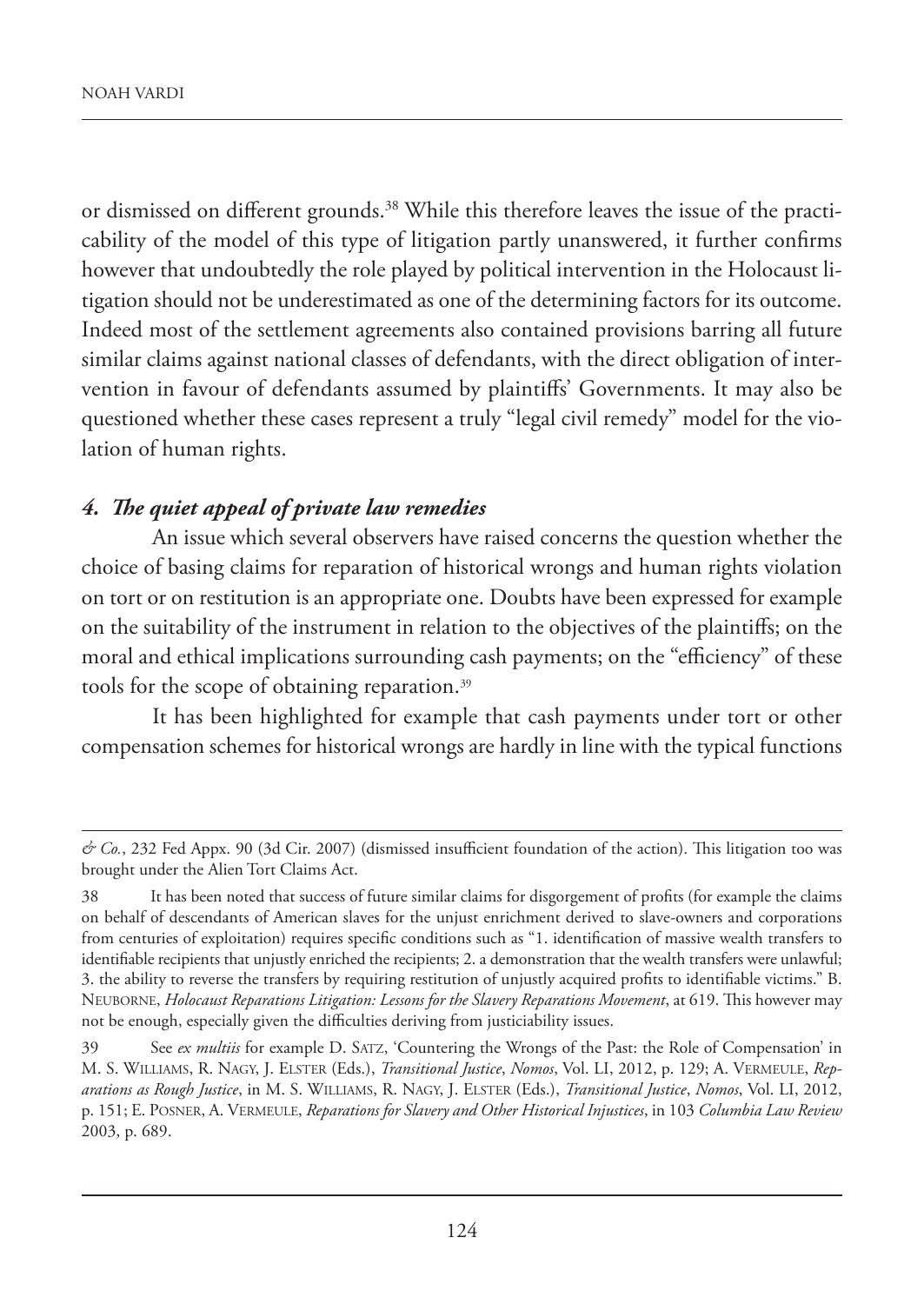or dismissed on different grounds.[38] While this therefore leaves the issue of the practicability of the model of this type of litigation partly unanswered, it further confirms however that undoubtedly the role played by political intervention in the Holocaust litigation should not be underestimated as one of the determining factors for its outcome. Indeed most of the settlement agreements also contained provisions barring all future similar claims against national classes of defendants, with the direct obligation of intervention in favour of defendants assumed by plaintiffs' Governments. It may also be questioned whether these cases represent a truly "legal civil remedy" model for the violation of human rights.

### *4. The quiet appeal of private law remedies*

An issue which several observers have raised concerns the question whether the choice of basing claims for reparation of historical wrongs and human rights violation on tort or on restitution is an appropriate one. Doubts have been expressed for example on the suitability of the instrument in relation to the objectives of the plaintiffs; on the moral and ethical implications surrounding cash payments; on the "efficiency" of these tools for the scope of obtaining reparation.[39]

It has been highlighted for example that cash payments under tort or other compensation schemes for historical wrongs are hardly in line with the typical functions

---

*& Co.*, 232 Fed Appx. 90 (3d Cir. 2007) (dismissed insufficient foundation of the action). This litigation too was brought under the Alien Tort Claims Act.

38 It has been noted that success of future similar claims for disgorgement of profits (for example the claims on behalf of descendants of American slaves for the unjust enrichment derived to slave-owners and corporations from centuries of exploitation) requires specific conditions such as "1. identification of massive wealth transfers to identifiable recipients that unjustly enriched the recipients; 2. a demonstration that the wealth transfers were unlawful; 3. the ability to reverse the transfers by requiring restitution of unjustly acquired profits to identifiable victims." B. Neuborne, *Holocaust Reparations Litigation: Lessons for the Slavery Reparations Movement*, at 619. This however may not be enough, especially given the difficulties deriving from justiciability issues.

39 See *ex multiis* for example D. Satz, 'Countering the Wrongs of the Past: the Role of Compensation' in M. S. Williams, R. Nagy, J. Elster (Eds.), *Transitional Justice*, *Nomos*, Vol. LI, 2012, p. 129; A. Vermeule, *Reparations as Rough Justice*, in M. S. Williams, R. Nagy, J. Elster (Eds.), *Transitional Justice*, *Nomos*, Vol. LI, 2012, p. 151; E. Posner, A. Vermeule, *Reparations for Slavery and Other Historical Injustices*, in 103 *Columbia Law Review* 2003, p. 689.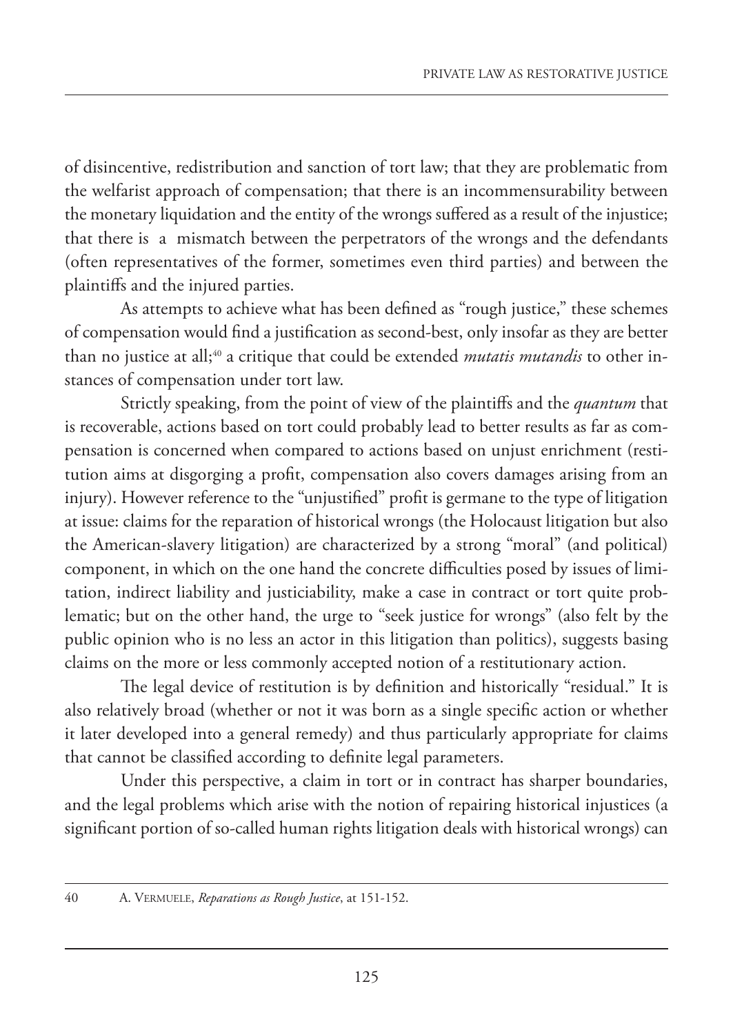of disincentive, redistribution and sanction of tort law; that they are problematic from the welfarist approach of compensation; that there is an incommensurability between the monetary liquidation and the entity of the wrongs suffered as a result of the injustice; that there is a mismatch between the perpetrators of the wrongs and the defendants (often representatives of the former, sometimes even third parties) and between the plaintiffs and the injured parties.

As attempts to achieve what has been defined as "rough justice," these schemes of compensation would find a justification as second-best, only insofar as they are better than no justice at all;[40] a critique that could be extended *mutatis mutandis* to other instances of compensation under tort law.

Strictly speaking, from the point of view of the plaintiffs and the *quantum* that is recoverable, actions based on tort could probably lead to better results as far as compensation is concerned when compared to actions based on unjust enrichment (restitution aims at disgorging a profit, compensation also covers damages arising from an injury). However reference to the "unjustified" profit is germane to the type of litigation at issue: claims for the reparation of historical wrongs (the Holocaust litigation but also the American-slavery litigation) are characterized by a strong "moral" (and political) component, in which on the one hand the concrete difficulties posed by issues of limitation, indirect liability and justiciability, make a case in contract or tort quite problematic; but on the other hand, the urge to "seek justice for wrongs" (also felt by the public opinion who is no less an actor in this litigation than politics), suggests basing claims on the more or less commonly accepted notion of a restitutionary action.

The legal device of restitution is by definition and historically "residual." It is also relatively broad (whether or not it was born as a single specific action or whether it later developed into a general remedy) and thus particularly appropriate for claims that cannot be classified according to definite legal parameters.

Under this perspective, a claim in tort or in contract has sharper boundaries, and the legal problems which arise with the notion of repairing historical injustices (a significant portion of so-called human rights litigation deals with historical wrongs) can

40 A. Vermuele, *Reparations as Rough Justice*, at 151-152.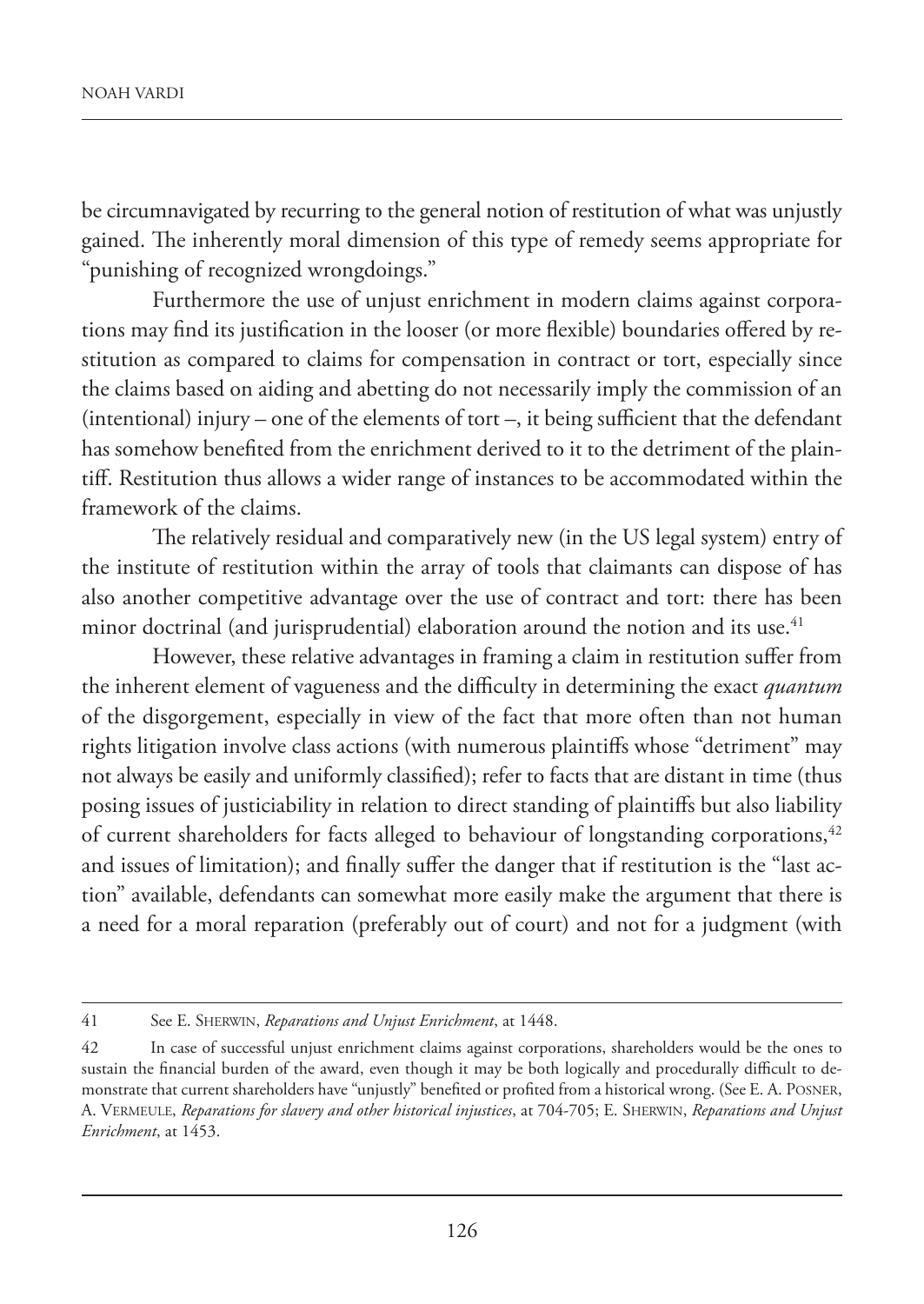be circumnavigated by recurring to the general notion of restitution of what was unjustly gained. The inherently moral dimension of this type of remedy seems appropriate for "punishing of recognized wrongdoings."

Furthermore the use of unjust enrichment in modern claims against corporations may find its justification in the looser (or more flexible) boundaries offered by restitution as compared to claims for compensation in contract or tort, especially since the claims based on aiding and abetting do not necessarily imply the commission of an (intentional) injury – one of the elements of tort –, it being sufficient that the defendant has somehow benefited from the enrichment derived to it to the detriment of the plaintiff. Restitution thus allows a wider range of instances to be accommodated within the framework of the claims.

The relatively residual and comparatively new (in the US legal system) entry of the institute of restitution within the array of tools that claimants can dispose of has also another competitive advantage over the use of contract and tort: there has been minor doctrinal (and jurisprudential) elaboration around the notion and its use.[41]

However, these relative advantages in framing a claim in restitution suffer from the inherent element of vagueness and the difficulty in determining the exact *quantum* of the disgorgement, especially in view of the fact that more often than not human rights litigation involve class actions (with numerous plaintiffs whose "detriment" may not always be easily and uniformly classified); refer to facts that are distant in time (thus posing issues of justiciability in relation to direct standing of plaintiffs but also liability of current shareholders for facts alleged to behaviour of longstanding corporations,[42] and issues of limitation); and finally suffer the danger that if restitution is the "last action" available, defendants can somewhat more easily make the argument that there is a need for a moral reparation (preferably out of court) and not for a judgment (with

---

41 See E. Sherwin, *Reparations and Unjust Enrichment*, at 1448.

42 In case of successful unjust enrichment claims against corporations, shareholders would be the ones to sustain the financial burden of the award, even though it may be both logically and procedurally difficult to demonstrate that current shareholders have "unjustly" benefited or profited from a historical wrong. (See E. A. Posner, A. Vermeule, *Reparations for slavery and other historical injustices*, at 704-705; E. Sherwin, *Reparations and Unjust Enrichment*, at 1453.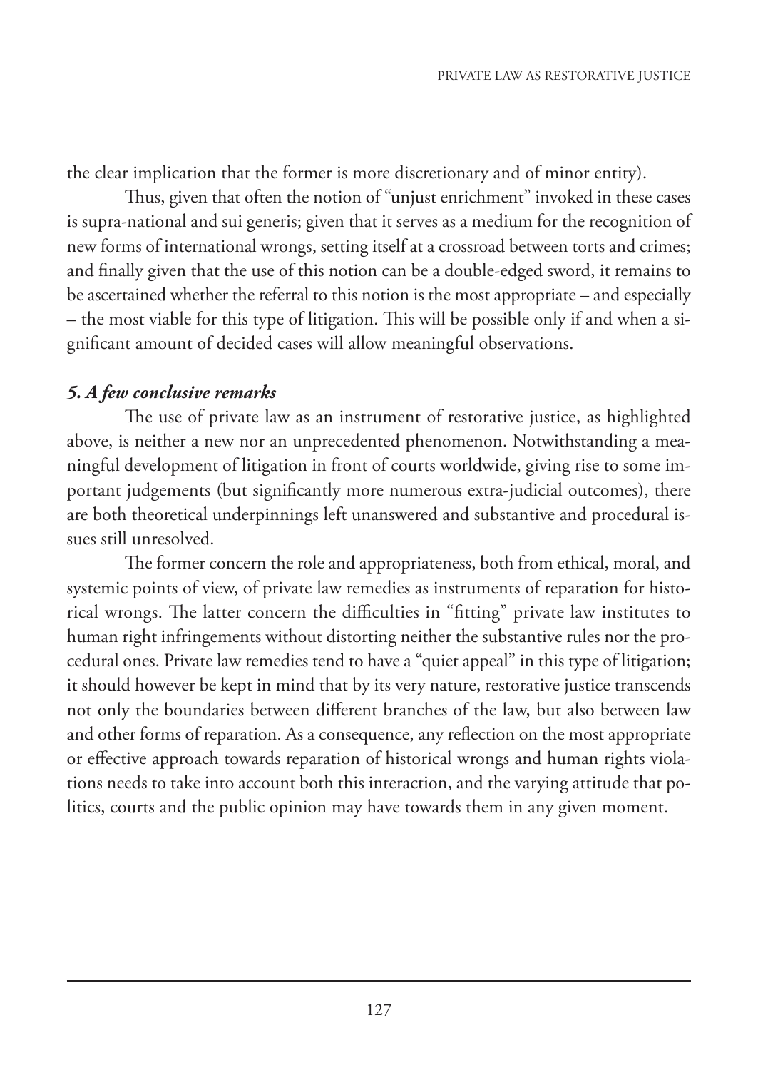the clear implication that the former is more discretionary and of minor entity).

Thus, given that often the notion of "unjust enrichment" invoked in these cases is supra-national and sui generis; given that it serves as a medium for the recognition of new forms of international wrongs, setting itself at a crossroad between torts and crimes; and finally given that the use of this notion can be a double-edged sword, it remains to be ascertained whether the referral to this notion is the most appropriate – and especially – the most viable for this type of litigation. This will be possible only if and when a significant amount of decided cases will allow meaningful observations.

### *5. A few conclusive remarks*

The use of private law as an instrument of restorative justice, as highlighted above, is neither a new nor an unprecedented phenomenon. Notwithstanding a meaningful development of litigation in front of courts worldwide, giving rise to some important judgements (but significantly more numerous extra-judicial outcomes), there are both theoretical underpinnings left unanswered and substantive and procedural issues still unresolved.

The former concern the role and appropriateness, both from ethical, moral, and systemic points of view, of private law remedies as instruments of reparation for historical wrongs. The latter concern the difficulties in "fitting" private law institutes to human right infringements without distorting neither the substantive rules nor the procedural ones. Private law remedies tend to have a "quiet appeal" in this type of litigation; it should however be kept in mind that by its very nature, restorative justice transcends not only the boundaries between different branches of the law, but also between law and other forms of reparation. As a consequence, any reflection on the most appropriate or effective approach towards reparation of historical wrongs and human rights violations needs to take into account both this interaction, and the varying attitude that politics, courts and the public opinion may have towards them in any given moment.